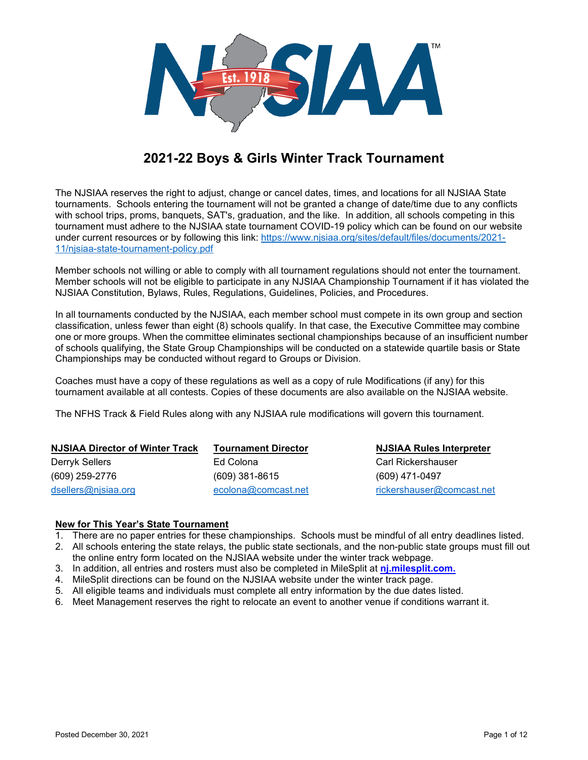# 2021-22 Boys & Girls Winter Track Tournament

The NJSIAA reserves the right to adjust, change or cancel dates, times, and locations for all NJSIAA State tournaments. Schools entering the tournament will not be granted a change of date/time due to any conflicts with school trips, proms, banquets, SAT's, graduation, and the like. In addition, all schools competing in this tournament must adhere to the NJSIAA state tournament COVID-19 policy which can be found on our website under current resources or by following this link: https://www.njsiaa.org/sites/default/files/documents/2021-11/njsiaa-state-tournament-policy.pdf

Member schools not willing or able to comply with all tournament regulations should not enter the tournament. Member schools will not be eligible to participate in any NJSIAA Championship Tournament if it has violated the NJSIAA Constitution, Bylaws, Rules, Regulations, Guidelines, Policies, and Procedures.

In all tournaments conducted by the NJSIAA, each member school must compete in its own group and section classification, unless fewer than eight (8) schools qualify. In that case, the Executive Committee may combine one or more groups. When the committee eliminates sectional championships because of an insufficient number of schools qualifying, the State Group Championships will be conducted on a statewide quartile basis or State Championships may be conducted without regard to Groups or Division.

Coaches must have a copy of these regulations as well as a copy of rule Modifications (if any) for this tournament available at all contests. Copies of these documents are also available on the NJSIAA website.

The NFHS Track & Field Rules along with any NJSIAA rule modifications will govern this tournament.

| **NJSIAA Director of Winter Track** | **Tournament Director** | **NJSIAA Rules Interpreter** |
|---|---|---|
| Derryk Sellers | Ed Colona | Carl Rickershauser |
| (609) 259-2776 | (609) 381-8615 | (609) 471-0497 |
| dsellers@njsiaa.org | ecolona@comcast.net | rickershauser@comcast.net |

**New for This Year's State Tournament**

1. There are no paper entries for these championships. Schools must be mindful of all entry deadlines listed.
2. All schools entering the state relays, the public state sectionals, and the non-public state groups must fill out the online entry form located on the NJSIAA website under the winter track webpage.
3. In addition, all entries and rosters must also be completed in MileSplit at **nj.milesplit.com.**
4. MileSplit directions can be found on the NJSIAA website under the winter track page.
5. All eligible teams and individuals must complete all entry information by the due dates listed.
6. Meet Management reserves the right to relocate an event to another venue if conditions warrant it.

Posted December 30, 2021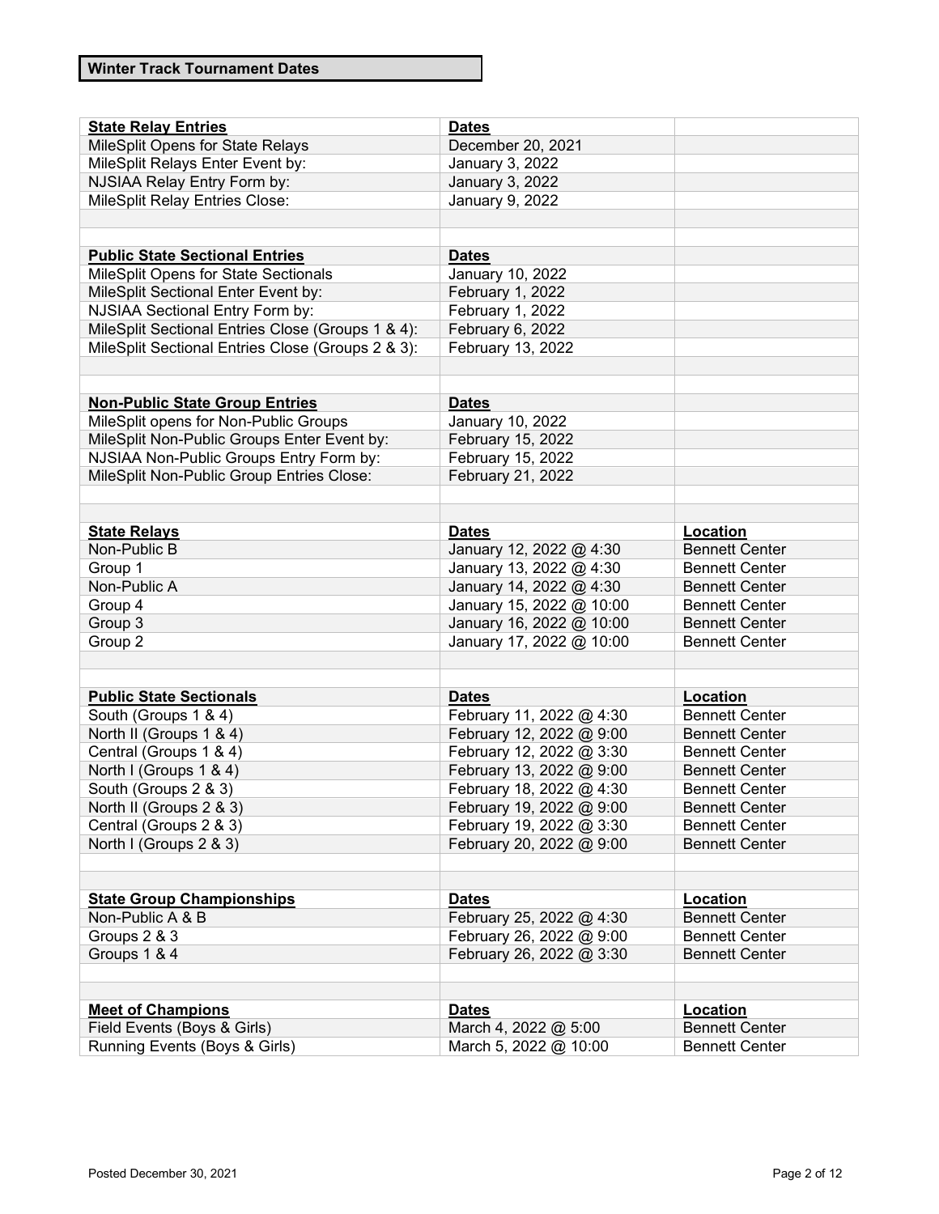## Winter Track Tournament Dates

| **State Relay Entries** | **Dates** | |
|---|---|---|
| MileSplit Opens for State Relays | December 20, 2021 | |
| MileSplit Relays Enter Event by: | January 3, 2022 | |
| NJSIAA Relay Entry Form by: | January 3, 2022 | |
| MileSplit Relay Entries Close: | January 9, 2022 | |
| | | |
| | | |
| **Public State Sectional Entries** | **Dates** | |
| MileSplit Opens for State Sectionals | January 10, 2022 | |
| MileSplit Sectional Enter Event by: | February 1, 2022 | |
| NJSIAA Sectional Entry Form by: | February 1, 2022 | |
| MileSplit Sectional Entries Close (Groups 1 & 4): | February 6, 2022 | |
| MileSplit Sectional Entries Close (Groups 2 & 3): | February 13, 2022 | |
| | | |
| | | |
| **Non-Public State Group Entries** | **Dates** | |
| MileSplit opens for Non-Public Groups | January 10, 2022 | |
| MileSplit Non-Public Groups Enter Event by: | February 15, 2022 | |
| NJSIAA Non-Public Groups Entry Form by: | February 15, 2022 | |
| MileSplit Non-Public Group Entries Close: | February 21, 2022 | |
| | | |
| | | |
| **State Relays** | **Dates** | **Location** |
| Non-Public B | January 12, 2022 @ 4:30 | Bennett Center |
| Group 1 | January 13, 2022 @ 4:30 | Bennett Center |
| Non-Public A | January 14, 2022 @ 4:30 | Bennett Center |
| Group 4 | January 15, 2022 @ 10:00 | Bennett Center |
| Group 3 | January 16, 2022 @ 10:00 | Bennett Center |
| Group 2 | January 17, 2022 @ 10:00 | Bennett Center |
| | | |
| | | |
| **Public State Sectionals** | **Dates** | **Location** |
| South (Groups 1 & 4) | February 11, 2022 @ 4:30 | Bennett Center |
| North II (Groups 1 & 4) | February 12, 2022 @ 9:00 | Bennett Center |
| Central (Groups 1 & 4) | February 12, 2022 @ 3:30 | Bennett Center |
| North I (Groups 1 & 4) | February 13, 2022 @ 9:00 | Bennett Center |
| South (Groups 2 & 3) | February 18, 2022 @ 4:30 | Bennett Center |
| North II (Groups 2 & 3) | February 19, 2022 @ 9:00 | Bennett Center |
| Central (Groups 2 & 3) | February 19, 2022 @ 3:30 | Bennett Center |
| North I (Groups 2 & 3) | February 20, 2022 @ 9:00 | Bennett Center |
| | | |
| | | |
| **State Group Championships** | **Dates** | **Location** |
| Non-Public A & B | February 25, 2022 @ 4:30 | Bennett Center |
| Groups 2 & 3 | February 26, 2022 @ 9:00 | Bennett Center |
| Groups 1 & 4 | February 26, 2022 @ 3:30 | Bennett Center |
| | | |
| | | |
| **Meet of Champions** | **Dates** | **Location** |
| Field Events (Boys & Girls) | March 4, 2022 @ 5:00 | Bennett Center |
| Running Events (Boys & Girls) | March 5, 2022 @ 10:00 | Bennett Center |

Posted December 30, 2021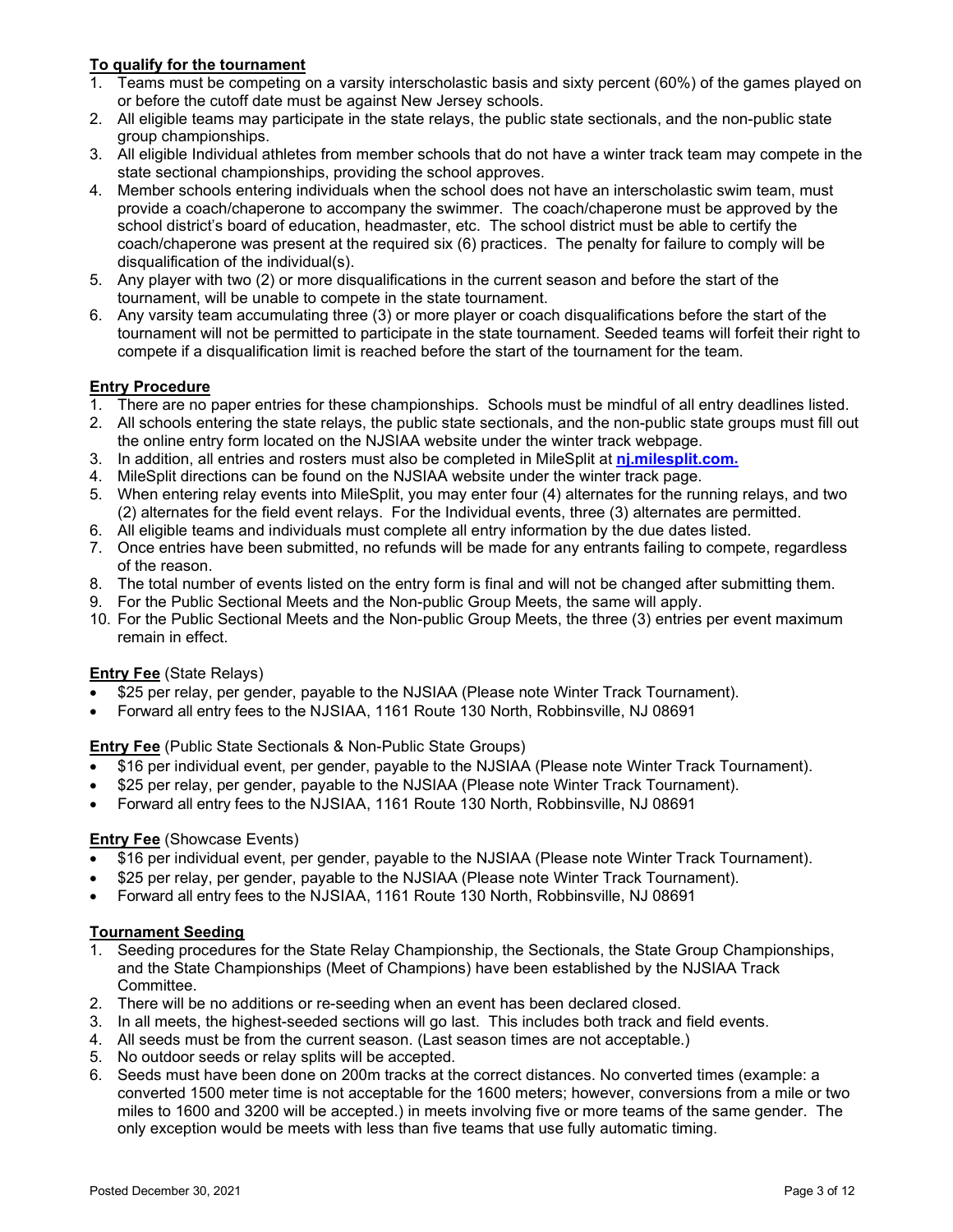**To qualify for the tournament**

1. Teams must be competing on a varsity interscholastic basis and sixty percent (60%) of the games played on or before the cutoff date must be against New Jersey schools.
2. All eligible teams may participate in the state relays, the public state sectionals, and the non-public state group championships.
3. All eligible Individual athletes from member schools that do not have a winter track team may compete in the state sectional championships, providing the school approves.
4. Member schools entering individuals when the school does not have an interscholastic swim team, must provide a coach/chaperone to accompany the swimmer. The coach/chaperone must be approved by the school district's board of education, headmaster, etc. The school district must be able to certify the coach/chaperone was present at the required six (6) practices. The penalty for failure to comply will be disqualification of the individual(s).
5. Any player with two (2) or more disqualifications in the current season and before the start of the tournament, will be unable to compete in the state tournament.
6. Any varsity team accumulating three (3) or more player or coach disqualifications before the start of the tournament will not be permitted to participate in the state tournament. Seeded teams will forfeit their right to compete if a disqualification limit is reached before the start of the tournament for the team.

**Entry Procedure**

1. There are no paper entries for these championships. Schools must be mindful of all entry deadlines listed.
2. All schools entering the state relays, the public state sectionals, and the non-public state groups must fill out the online entry form located on the NJSIAA website under the winter track webpage.
3. In addition, all entries and rosters must also be completed in MileSplit at **nj.milesplit.com.**
4. MileSplit directions can be found on the NJSIAA website under the winter track page.
5. When entering relay events into MileSplit, you may enter four (4) alternates for the running relays, and two (2) alternates for the field event relays. For the Individual events, three (3) alternates are permitted.
6. All eligible teams and individuals must complete all entry information by the due dates listed.
7. Once entries have been submitted, no refunds will be made for any entrants failing to compete, regardless of the reason.
8. The total number of events listed on the entry form is final and will not be changed after submitting them.
9. For the Public Sectional Meets and the Non-public Group Meets, the same will apply.
10. For the Public Sectional Meets and the Non-public Group Meets, the three (3) entries per event maximum remain in effect.

**Entry Fee** (State Relays)

- $25 per relay, per gender, payable to the NJSIAA (Please note Winter Track Tournament).
- Forward all entry fees to the NJSIAA, 1161 Route 130 North, Robbinsville, NJ 08691

**Entry Fee** (Public State Sectionals & Non-Public State Groups)

- $16 per individual event, per gender, payable to the NJSIAA (Please note Winter Track Tournament).
- $25 per relay, per gender, payable to the NJSIAA (Please note Winter Track Tournament).
- Forward all entry fees to the NJSIAA, 1161 Route 130 North, Robbinsville, NJ 08691

**Entry Fee** (Showcase Events)

- $16 per individual event, per gender, payable to the NJSIAA (Please note Winter Track Tournament).
- $25 per relay, per gender, payable to the NJSIAA (Please note Winter Track Tournament).
- Forward all entry fees to the NJSIAA, 1161 Route 130 North, Robbinsville, NJ 08691

**Tournament Seeding**

1. Seeding procedures for the State Relay Championship, the Sectionals, the State Group Championships, and the State Championships (Meet of Champions) have been established by the NJSIAA Track Committee.
2. There will be no additions or re-seeding when an event has been declared closed.
3. In all meets, the highest-seeded sections will go last. This includes both track and field events.
4. All seeds must be from the current season. (Last season times are not acceptable.)
5. No outdoor seeds or relay splits will be accepted.
6. Seeds must have been done on 200m tracks at the correct distances. No converted times (example: a converted 1500 meter time is not acceptable for the 1600 meters; however, conversions from a mile or two miles to 1600 and 3200 will be accepted.) in meets involving five or more teams of the same gender. The only exception would be meets with less than five teams that use fully automatic timing.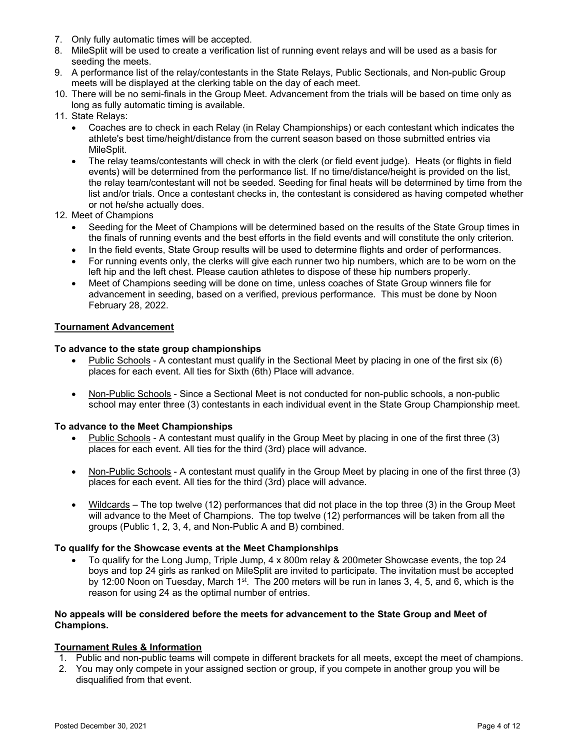7. Only fully automatic times will be accepted.
8. MileSplit will be used to create a verification list of running event relays and will be used as a basis for seeding the meets.
9. A performance list of the relay/contestants in the State Relays, Public Sectionals, and Non-public Group meets will be displayed at the clerking table on the day of each meet.
10. There will be no semi-finals in the Group Meet. Advancement from the trials will be based on time only as long as fully automatic timing is available.
11. State Relays:
    - Coaches are to check in each Relay (in Relay Championships) or each contestant which indicates the athlete's best time/height/distance from the current season based on those submitted entries via MileSplit.
    - The relay teams/contestants will check in with the clerk (or field event judge). Heats (or flights in field events) will be determined from the performance list. If no time/distance/height is provided on the list, the relay team/contestant will not be seeded. Seeding for final heats will be determined by time from the list and/or trials. Once a contestant checks in, the contestant is considered as having competed whether or not he/she actually does.
12. Meet of Champions
    - Seeding for the Meet of Champions will be determined based on the results of the State Group times in the finals of running events and the best efforts in the field events and will constitute the only criterion.
    - In the field events, State Group results will be used to determine flights and order of performances.
    - For running events only, the clerks will give each runner two hip numbers, which are to be worn on the left hip and the left chest. Please caution athletes to dispose of these hip numbers properly.
    - Meet of Champions seeding will be done on time, unless coaches of State Group winners file for advancement in seeding, based on a verified, previous performance. This must be done by Noon February 28, 2022.

## Tournament Advancement

### To advance to the state group championships

- Public Schools - A contestant must qualify in the Sectional Meet by placing in one of the first six (6) places for each event. All ties for Sixth (6th) Place will advance.
- Non-Public Schools - Since a Sectional Meet is not conducted for non-public schools, a non-public school may enter three (3) contestants in each individual event in the State Group Championship meet.

### To advance to the Meet Championships

- Public Schools - A contestant must qualify in the Group Meet by placing in one of the first three (3) places for each event. All ties for the third (3rd) place will advance.
- Non-Public Schools - A contestant must qualify in the Group Meet by placing in one of the first three (3) places for each event. All ties for the third (3rd) place will advance.
- Wildcards – The top twelve (12) performances that did not place in the top three (3) in the Group Meet will advance to the Meet of Champions. The top twelve (12) performances will be taken from all the groups (Public 1, 2, 3, 4, and Non-Public A and B) combined.

### To qualify for the Showcase events at the Meet Championships

- To qualify for the Long Jump, Triple Jump, 4 x 800m relay & 200meter Showcase events, the top 24 boys and top 24 girls as ranked on MileSplit are invited to participate. The invitation must be accepted by 12:00 Noon on Tuesday, March 1st. The 200 meters will be run in lanes 3, 4, 5, and 6, which is the reason for using 24 as the optimal number of entries.

**No appeals will be considered before the meets for advancement to the State Group and Meet of Champions.**

## Tournament Rules & Information

1. Public and non-public teams will compete in different brackets for all meets, except the meet of champions.
2. You may only compete in your assigned section or group, if you compete in another group you will be disqualified from that event.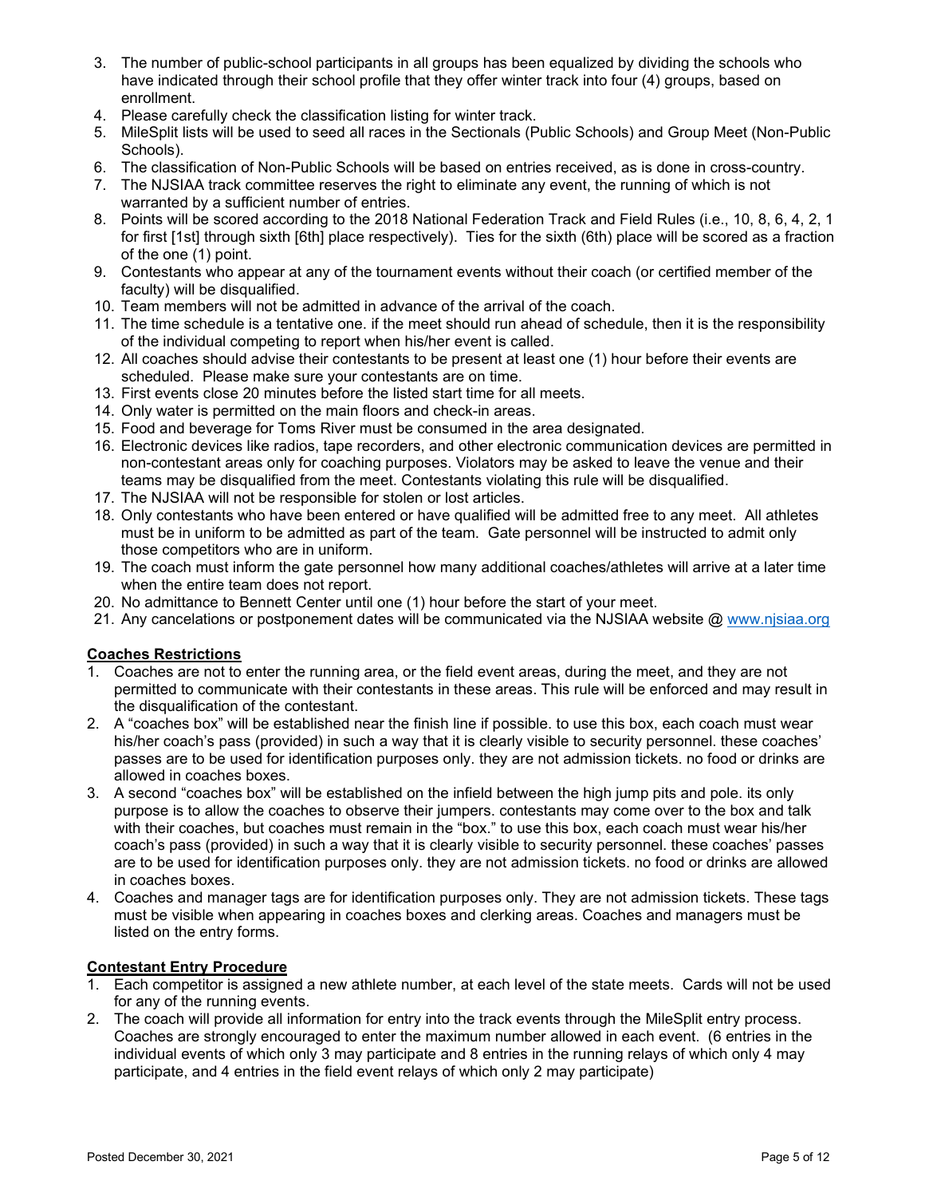3. The number of public-school participants in all groups has been equalized by dividing the schools who have indicated through their school profile that they offer winter track into four (4) groups, based on enrollment.
4. Please carefully check the classification listing for winter track.
5. MileSplit lists will be used to seed all races in the Sectionals (Public Schools) and Group Meet (Non-Public Schools).
6. The classification of Non-Public Schools will be based on entries received, as is done in cross-country.
7. The NJSIAA track committee reserves the right to eliminate any event, the running of which is not warranted by a sufficient number of entries.
8. Points will be scored according to the 2018 National Federation Track and Field Rules (i.e., 10, 8, 6, 4, 2, 1 for first [1st] through sixth [6th] place respectively). Ties for the sixth (6th) place will be scored as a fraction of the one (1) point.
9. Contestants who appear at any of the tournament events without their coach (or certified member of the faculty) will be disqualified.
10. Team members will not be admitted in advance of the arrival of the coach.
11. The time schedule is a tentative one. if the meet should run ahead of schedule, then it is the responsibility of the individual competing to report when his/her event is called.
12. All coaches should advise their contestants to be present at least one (1) hour before their events are scheduled. Please make sure your contestants are on time.
13. First events close 20 minutes before the listed start time for all meets.
14. Only water is permitted on the main floors and check-in areas.
15. Food and beverage for Toms River must be consumed in the area designated.
16. Electronic devices like radios, tape recorders, and other electronic communication devices are permitted in non-contestant areas only for coaching purposes. Violators may be asked to leave the venue and their teams may be disqualified from the meet. Contestants violating this rule will be disqualified.
17. The NJSIAA will not be responsible for stolen or lost articles.
18. Only contestants who have been entered or have qualified will be admitted free to any meet. All athletes must be in uniform to be admitted as part of the team. Gate personnel will be instructed to admit only those competitors who are in uniform.
19. The coach must inform the gate personnel how many additional coaches/athletes will arrive at a later time when the entire team does not report.
20. No admittance to Bennett Center until one (1) hour before the start of your meet.
21. Any cancelations or postponement dates will be communicated via the NJSIAA website @ www.njsiaa.org

**Coaches Restrictions**

1. Coaches are not to enter the running area, or the field event areas, during the meet, and they are not permitted to communicate with their contestants in these areas. This rule will be enforced and may result in the disqualification of the contestant.
2. A "coaches box" will be established near the finish line if possible. to use this box, each coach must wear his/her coach's pass (provided) in such a way that it is clearly visible to security personnel. these coaches' passes are to be used for identification purposes only. they are not admission tickets. no food or drinks are allowed in coaches boxes.
3. A second "coaches box" will be established on the infield between the high jump pits and pole. its only purpose is to allow the coaches to observe their jumpers. contestants may come over to the box and talk with their coaches, but coaches must remain in the "box." to use this box, each coach must wear his/her coach's pass (provided) in such a way that it is clearly visible to security personnel. these coaches' passes are to be used for identification purposes only. they are not admission tickets. no food or drinks are allowed in coaches boxes.
4. Coaches and manager tags are for identification purposes only. They are not admission tickets. These tags must be visible when appearing in coaches boxes and clerking areas. Coaches and managers must be listed on the entry forms.

**Contestant Entry Procedure**

1. Each competitor is assigned a new athlete number, at each level of the state meets. Cards will not be used for any of the running events.
2. The coach will provide all information for entry into the track events through the MileSplit entry process. Coaches are strongly encouraged to enter the maximum number allowed in each event. (6 entries in the individual events of which only 3 may participate and 8 entries in the running relays of which only 4 may participate, and 4 entries in the field event relays of which only 2 may participate)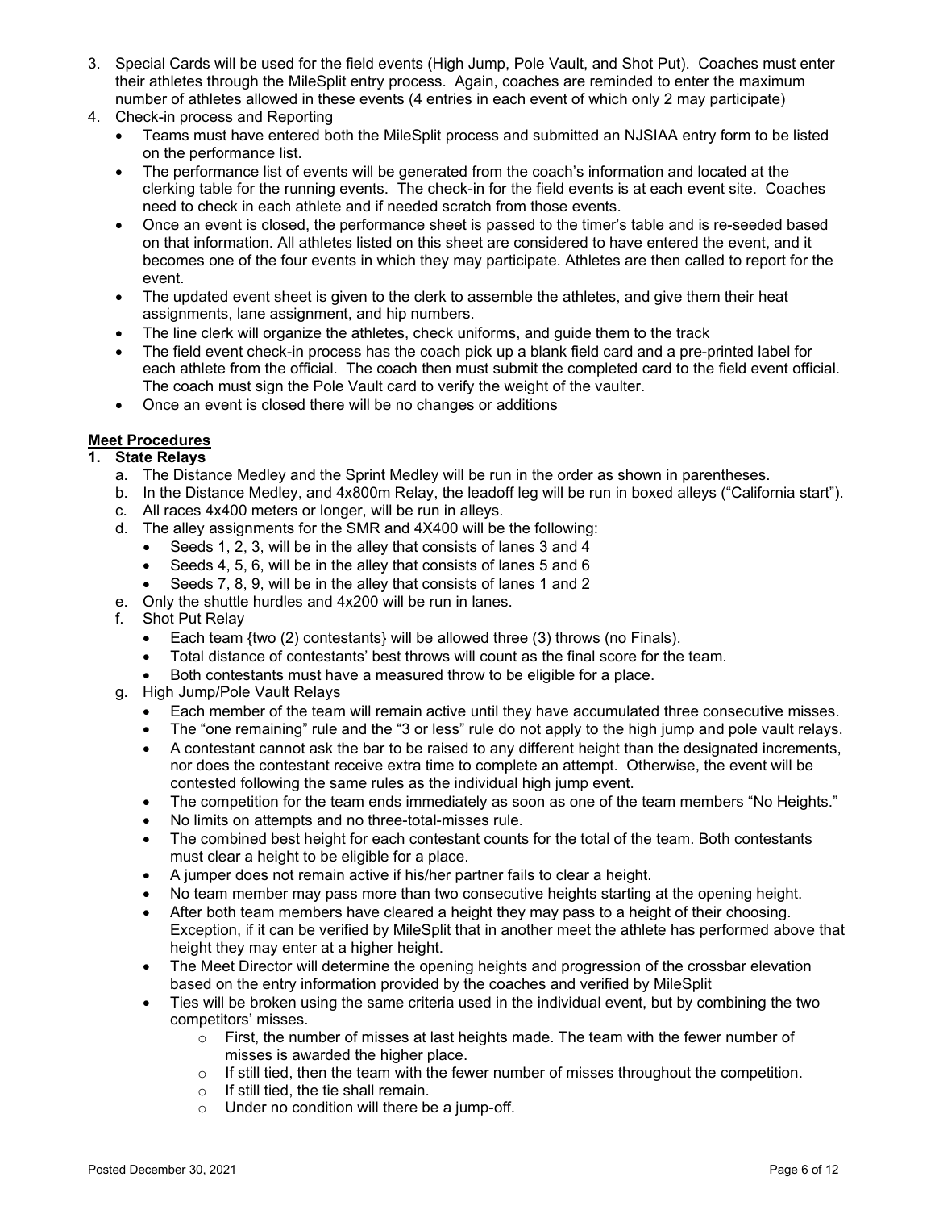3. Special Cards will be used for the field events (High Jump, Pole Vault, and Shot Put). Coaches must enter their athletes through the MileSplit entry process. Again, coaches are reminded to enter the maximum number of athletes allowed in these events (4 entries in each event of which only 2 may participate)
4. Check-in process and Reporting
   - Teams must have entered both the MileSplit process and submitted an NJSIAA entry form to be listed on the performance list.
   - The performance list of events will be generated from the coach's information and located at the clerking table for the running events. The check-in for the field events is at each event site. Coaches need to check in each athlete and if needed scratch from those events.
   - Once an event is closed, the performance sheet is passed to the timer's table and is re-seeded based on that information. All athletes listed on this sheet are considered to have entered the event, and it becomes one of the four events in which they may participate. Athletes are then called to report for the event.
   - The updated event sheet is given to the clerk to assemble the athletes, and give them their heat assignments, lane assignment, and hip numbers.
   - The line clerk will organize the athletes, check uniforms, and guide them to the track
   - The field event check-in process has the coach pick up a blank field card and a pre-printed label for each athlete from the official. The coach then must submit the completed card to the field event official. The coach must sign the Pole Vault card to verify the weight of the vaulter.
   - Once an event is closed there will be no changes or additions

**<u>Meet Procedures</u>**

**1. State Relays**

a. The Distance Medley and the Sprint Medley will be run in the order as shown in parentheses.

b. In the Distance Medley, and 4x800m Relay, the leadoff leg will be run in boxed alleys ("California start").

c. All races 4x400 meters or longer, will be run in alleys.

d. The alley assignments for the SMR and 4X400 will be the following:
   - Seeds 1, 2, 3, will be in the alley that consists of lanes 3 and 4
   - Seeds 4, 5, 6, will be in the alley that consists of lanes 5 and 6
   - Seeds 7, 8, 9, will be in the alley that consists of lanes 1 and 2

e. Only the shuttle hurdles and 4x200 will be run in lanes.

f. Shot Put Relay
   - Each team {two (2) contestants} will be allowed three (3) throws (no Finals).
   - Total distance of contestants' best throws will count as the final score for the team.
   - Both contestants must have a measured throw to be eligible for a place.

g. High Jump/Pole Vault Relays
   - Each member of the team will remain active until they have accumulated three consecutive misses.
   - The "one remaining" rule and the "3 or less" rule do not apply to the high jump and pole vault relays.
   - A contestant cannot ask the bar to be raised to any different height than the designated increments, nor does the contestant receive extra time to complete an attempt. Otherwise, the event will be contested following the same rules as the individual high jump event.
   - The competition for the team ends immediately as soon as one of the team members "No Heights."
   - No limits on attempts and no three-total-misses rule.
   - The combined best height for each contestant counts for the total of the team. Both contestants must clear a height to be eligible for a place.
   - A jumper does not remain active if his/her partner fails to clear a height.
   - No team member may pass more than two consecutive heights starting at the opening height.
   - After both team members have cleared a height they may pass to a height of their choosing. Exception, if it can be verified by MileSplit that in another meet the athlete has performed above that height they may enter at a higher height.
   - The Meet Director will determine the opening heights and progression of the crossbar elevation based on the entry information provided by the coaches and verified by MileSplit
   - Ties will be broken using the same criteria used in the individual event, but by combining the two competitors' misses.
     - First, the number of misses at last heights made. The team with the fewer number of misses is awarded the higher place.
     - If still tied, then the team with the fewer number of misses throughout the competition.
     - If still tied, the tie shall remain.
     - Under no condition will there be a jump-off.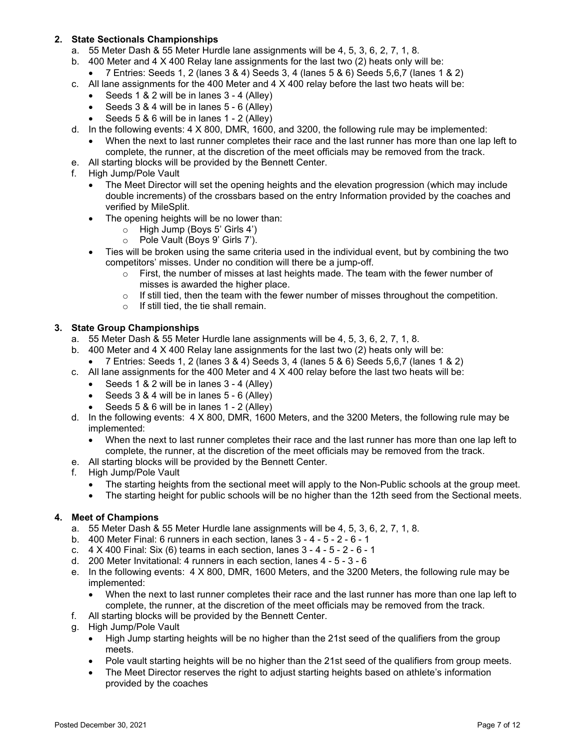## 2. State Sectionals Championships

a. 55 Meter Dash & 55 Meter Hurdle lane assignments will be 4, 5, 3, 6, 2, 7, 1, 8.

b. 400 Meter and 4 X 400 Relay lane assignments for the last two (2) heats only will be:
   - 7 Entries: Seeds 1, 2 (lanes 3 & 4) Seeds 3, 4 (lanes 5 & 6) Seeds 5,6,7 (lanes 1 & 2)

c. All lane assignments for the 400 Meter and 4 X 400 relay before the last two heats will be:
   - Seeds 1 & 2 will be in lanes 3 - 4 (Alley)
   - Seeds 3 & 4 will be in lanes 5 - 6 (Alley)
   - Seeds 5 & 6 will be in lanes 1 - 2 (Alley)

d. In the following events: 4 X 800, DMR, 1600, and 3200, the following rule may be implemented:
   - When the next to last runner completes their race and the last runner has more than one lap left to complete, the runner, at the discretion of the meet officials may be removed from the track.

e. All starting blocks will be provided by the Bennett Center.

f. High Jump/Pole Vault
   - The Meet Director will set the opening heights and the elevation progression (which may include double increments) of the crossbars based on the entry Information provided by the coaches and verified by MileSplit.
   - The opening heights will be no lower than:
     - High Jump (Boys 5' Girls 4')
     - Pole Vault (Boys 9' Girls 7').
   - Ties will be broken using the same criteria used in the individual event, but by combining the two competitors' misses. Under no condition will there be a jump-off.
     - First, the number of misses at last heights made. The team with the fewer number of misses is awarded the higher place.
     - If still tied, then the team with the fewer number of misses throughout the competition.
     - If still tied, the tie shall remain.

## 3. State Group Championships

a. 55 Meter Dash & 55 Meter Hurdle lane assignments will be 4, 5, 3, 6, 2, 7, 1, 8.

b. 400 Meter and 4 X 400 Relay lane assignments for the last two (2) heats only will be:
   - 7 Entries: Seeds 1, 2 (lanes 3 & 4) Seeds 3, 4 (lanes 5 & 6) Seeds 5,6,7 (lanes 1 & 2)

c. All lane assignments for the 400 Meter and 4 X 400 relay before the last two heats will be:
   - Seeds 1 & 2 will be in lanes 3 - 4 (Alley)
   - Seeds 3 & 4 will be in lanes 5 - 6 (Alley)
   - Seeds 5 & 6 will be in lanes 1 - 2 (Alley)

d. In the following events: 4 X 800, DMR, 1600 Meters, and the 3200 Meters, the following rule may be implemented:
   - When the next to last runner completes their race and the last runner has more than one lap left to complete, the runner, at the discretion of the meet officials may be removed from the track.

e. All starting blocks will be provided by the Bennett Center.

f. High Jump/Pole Vault
   - The starting heights from the sectional meet will apply to the Non-Public schools at the group meet.
   - The starting height for public schools will be no higher than the 12th seed from the Sectional meets.

## 4. Meet of Champions

a. 55 Meter Dash & 55 Meter Hurdle lane assignments will be 4, 5, 3, 6, 2, 7, 1, 8.

b. 400 Meter Final: 6 runners in each section, lanes 3 - 4 - 5 - 2 - 6 - 1

c. 4 X 400 Final: Six (6) teams in each section, lanes 3 - 4 - 5 - 2 - 6 - 1

d. 200 Meter Invitational: 4 runners in each section, lanes 4 - 5 - 3 - 6

e. In the following events: 4 X 800, DMR, 1600 Meters, and the 3200 Meters, the following rule may be implemented:
   - When the next to last runner completes their race and the last runner has more than one lap left to complete, the runner, at the discretion of the meet officials may be removed from the track.

f. All starting blocks will be provided by the Bennett Center.

g. High Jump/Pole Vault
   - High Jump starting heights will be no higher than the 21st seed of the qualifiers from the group meets.
   - Pole vault starting heights will be no higher than the 21st seed of the qualifiers from group meets.
   - The Meet Director reserves the right to adjust starting heights based on athlete's information provided by the coaches

Posted December 30, 2021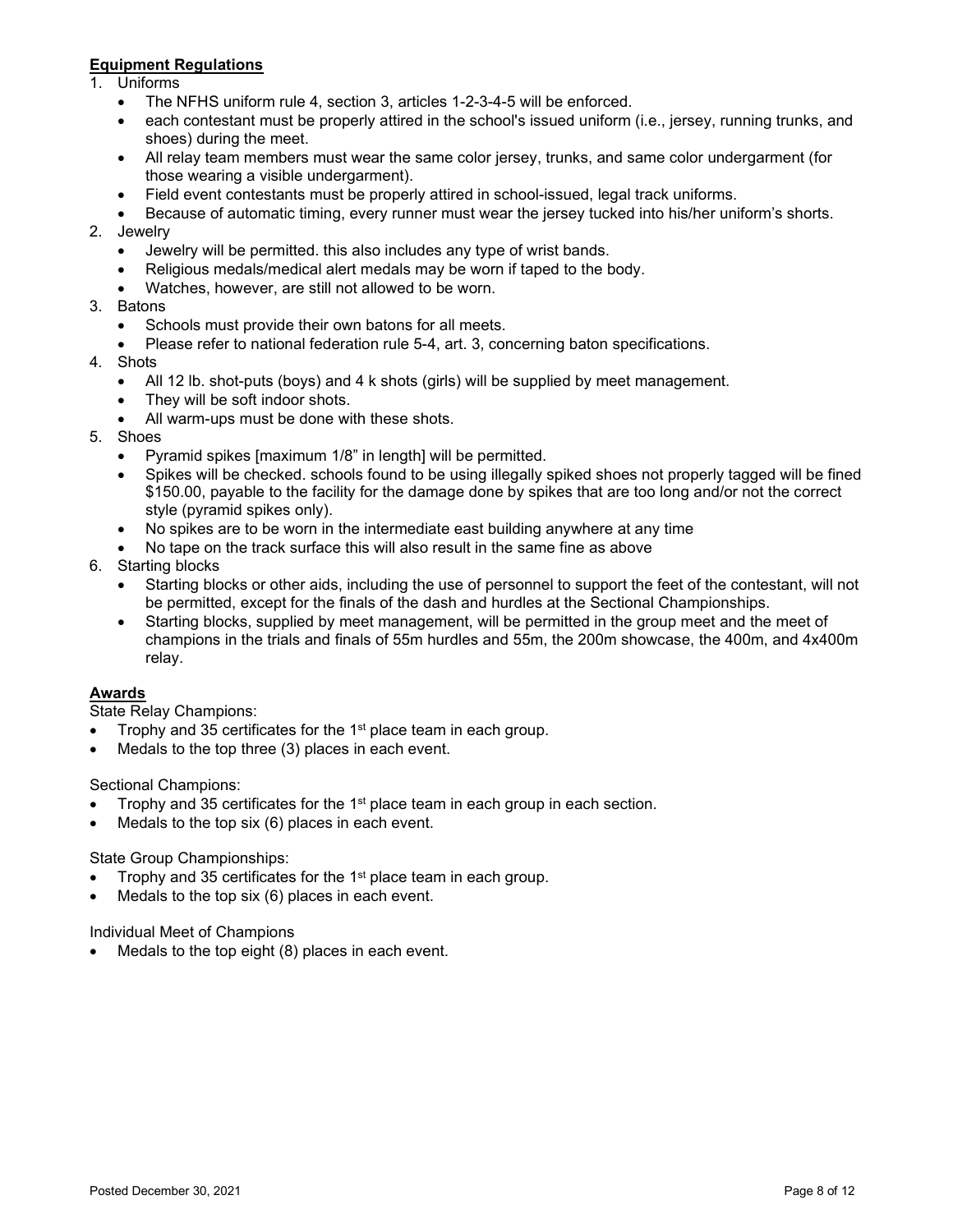## Equipment Regulations

1. Uniforms
   - The NFHS uniform rule 4, section 3, articles 1-2-3-4-5 will be enforced.
   - each contestant must be properly attired in the school's issued uniform (i.e., jersey, running trunks, and shoes) during the meet.
   - All relay team members must wear the same color jersey, trunks, and same color undergarment (for those wearing a visible undergarment).
   - Field event contestants must be properly attired in school-issued, legal track uniforms.
   - Because of automatic timing, every runner must wear the jersey tucked into his/her uniform's shorts.
2. Jewelry
   - Jewelry will be permitted. this also includes any type of wrist bands.
   - Religious medals/medical alert medals may be worn if taped to the body.
   - Watches, however, are still not allowed to be worn.
3. Batons
   - Schools must provide their own batons for all meets.
   - Please refer to national federation rule 5-4, art. 3, concerning baton specifications.
4. Shots
   - All 12 lb. shot-puts (boys) and 4 k shots (girls) will be supplied by meet management.
   - They will be soft indoor shots.
   - All warm-ups must be done with these shots.
5. Shoes
   - Pyramid spikes [maximum 1/8" in length] will be permitted.
   - Spikes will be checked. schools found to be using illegally spiked shoes not properly tagged will be fined $150.00, payable to the facility for the damage done by spikes that are too long and/or not the correct style (pyramid spikes only).
   - No spikes are to be worn in the intermediate east building anywhere at any time
   - No tape on the track surface this will also result in the same fine as above
6. Starting blocks
   - Starting blocks or other aids, including the use of personnel to support the feet of the contestant, will not be permitted, except for the finals of the dash and hurdles at the Sectional Championships.
   - Starting blocks, supplied by meet management, will be permitted in the group meet and the meet of champions in the trials and finals of 55m hurdles and 55m, the 200m showcase, the 400m, and 4x400m relay.

## Awards

State Relay Champions:

- Trophy and 35 certificates for the 1st place team in each group.
- Medals to the top three (3) places in each event.

Sectional Champions:

- Trophy and 35 certificates for the 1st place team in each group in each section.
- Medals to the top six (6) places in each event.

State Group Championships:

- Trophy and 35 certificates for the 1st place team in each group.
- Medals to the top six (6) places in each event.

Individual Meet of Champions

- Medals to the top eight (8) places in each event.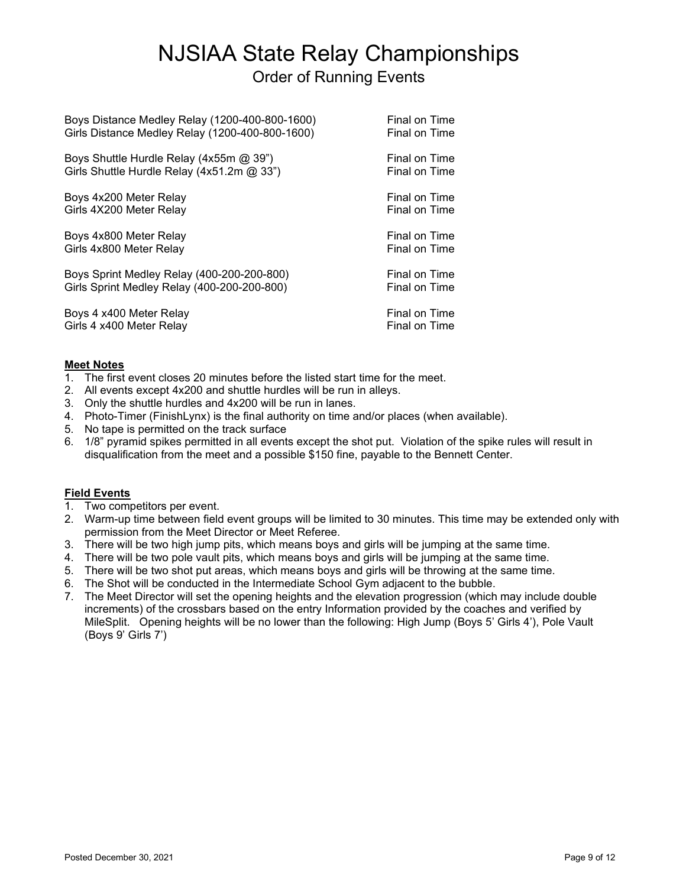# NJSIAA State Relay Championships

## Order of Running Events

| Event | Format |
| --- | --- |
| Boys Distance Medley Relay (1200-400-800-1600) | Final on Time |
| Girls Distance Medley Relay (1200-400-800-1600) | Final on Time |
| Boys Shuttle Hurdle Relay (4x55m @ 39") | Final on Time |
| Girls Shuttle Hurdle Relay (4x51.2m @ 33") | Final on Time |
| Boys 4x200 Meter Relay | Final on Time |
| Girls 4X200 Meter Relay | Final on Time |
| Boys 4x800 Meter Relay | Final on Time |
| Girls 4x800 Meter Relay | Final on Time |
| Boys Sprint Medley Relay (400-200-200-800) | Final on Time |
| Girls Sprint Medley Relay (400-200-200-800) | Final on Time |
| Boys 4 x400 Meter Relay | Final on Time |
| Girls 4 x400 Meter Relay | Final on Time |

**Meet Notes**

1. The first event closes 20 minutes before the listed start time for the meet.
2. All events except 4x200 and shuttle hurdles will be run in alleys.
3. Only the shuttle hurdles and 4x200 will be run in lanes.
4. Photo-Timer (FinishLynx) is the final authority on time and/or places (when available).
5. No tape is permitted on the track surface
6. 1/8" pyramid spikes permitted in all events except the shot put. Violation of the spike rules will result in disqualification from the meet and a possible $150 fine, payable to the Bennett Center.

**Field Events**

1. Two competitors per event.
2. Warm-up time between field event groups will be limited to 30 minutes. This time may be extended only with permission from the Meet Director or Meet Referee.
3. There will be two high jump pits, which means boys and girls will be jumping at the same time.
4. There will be two pole vault pits, which means boys and girls will be jumping at the same time.
5. There will be two shot put areas, which means boys and girls will be throwing at the same time.
6. The Shot will be conducted in the Intermediate School Gym adjacent to the bubble.
7. The Meet Director will set the opening heights and the elevation progression (which may include double increments) of the crossbars based on the entry Information provided by the coaches and verified by MileSplit. Opening heights will be no lower than the following: High Jump (Boys 5' Girls 4'), Pole Vault (Boys 9' Girls 7')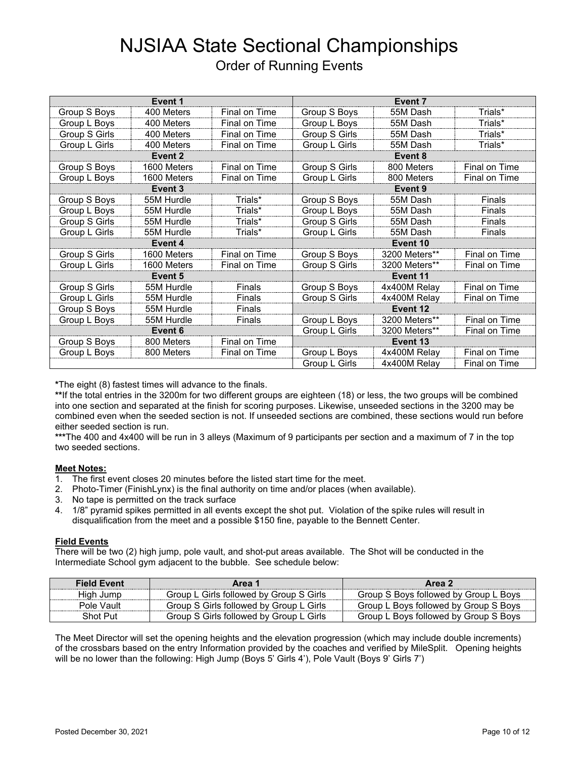# NJSIAA State Sectional Championships

## Order of Running Events

| Event 1 | | | Event 7 | | |
|---|---|---|---|---|---|
| Group S Boys | 400 Meters | Final on Time | Group S Boys | 55M Dash | Trials* |
| Group L Boys | 400 Meters | Final on Time | Group L Boys | 55M Dash | Trials* |
| Group S Girls | 400 Meters | Final on Time | Group S Girls | 55M Dash | Trials* |
| Group L Girls | 400 Meters | Final on Time | Group L Girls | 55M Dash | Trials* |
| **Event 2** | | | **Event 8** | | |
| Group S Boys | 1600 Meters | Final on Time | Group S Girls | 800 Meters | Final on Time |
| Group L Boys | 1600 Meters | Final on Time | Group L Girls | 800 Meters | Final on Time |
| **Event 3** | | | **Event 9** | | |
| Group S Boys | 55M Hurdle | Trials* | Group S Boys | 55M Dash | Finals |
| Group L Boys | 55M Hurdle | Trials* | Group L Boys | 55M Dash | Finals |
| Group S Girls | 55M Hurdle | Trials* | Group S Girls | 55M Dash | Finals |
| Group L Girls | 55M Hurdle | Trials* | Group L Girls | 55M Dash | Finals |
| **Event 4** | | | **Event 10** | | |
| Group S Girls | 1600 Meters | Final on Time | Group S Boys | 3200 Meters** | Final on Time |
| Group L Girls | 1600 Meters | Final on Time | Group S Girls | 3200 Meters** | Final on Time |
| **Event 5** | | | **Event 11** | | |
| Group S Girls | 55M Hurdle | Finals | Group S Boys | 4x400M Relay | Final on Time |
| Group L Girls | 55M Hurdle | Finals | Group S Girls | 4x400M Relay | Final on Time |
| Group S Boys | 55M Hurdle | Finals | **Event 12** | | |
| Group L Boys | 55M Hurdle | Finals | Group L Boys | 3200 Meters** | Final on Time |
| **Event 6** | | | Group L Girls | 3200 Meters** | Final on Time |
| Group S Boys | 800 Meters | Final on Time | **Event 13** | | |
| Group L Boys | 800 Meters | Final on Time | Group L Boys | 4x400M Relay | Final on Time |
| | | | Group L Girls | 4x400M Relay | Final on Time |

***The eight (8) fastest times will advance to the finals.**

****If the total entries in the 3200m for two different groups are eighteen (18) or less, the two groups will be combined into one section and separated at the finish for scoring purposes. Likewise, unseeded sections in the 3200 may be combined even when the seeded section is not. If unseeded sections are combined, these sections would run before either seeded section is run.**

*****The 400 and 4x400 will be run in 3 alleys (Maximum of 9 participants per section and a maximum of 7 in the top two seeded sections.**

### Meet Notes:

1. The first event closes 20 minutes before the listed start time for the meet.
2. Photo-Timer (FinishLynx) is the final authority on time and/or places (when available).
3. No tape is permitted on the track surface
4. 1/8" pyramid spikes permitted in all events except the shot put. Violation of the spike rules will result in disqualification from the meet and a possible $150 fine, payable to the Bennett Center.

### Field Events

There will be two (2) high jump, pole vault, and shot-put areas available. The Shot will be conducted in the Intermediate School gym adjacent to the bubble. See schedule below:

| Field Event | Area 1 | Area 2 |
|---|---|---|
| High Jump | Group L Girls followed by Group S Girls | Group S Boys followed by Group L Boys |
| Pole Vault | Group S Girls followed by Group L Girls | Group L Boys followed by Group S Boys |
| Shot Put | Group S Girls followed by Group L Girls | Group L Boys followed by Group S Boys |

The Meet Director will set the opening heights and the elevation progression (which may include double increments) of the crossbars based on the entry Information provided by the coaches and verified by MileSplit. Opening heights will be no lower than the following: High Jump (Boys 5' Girls 4'), Pole Vault (Boys 9' Girls 7')

Posted December 30, 2021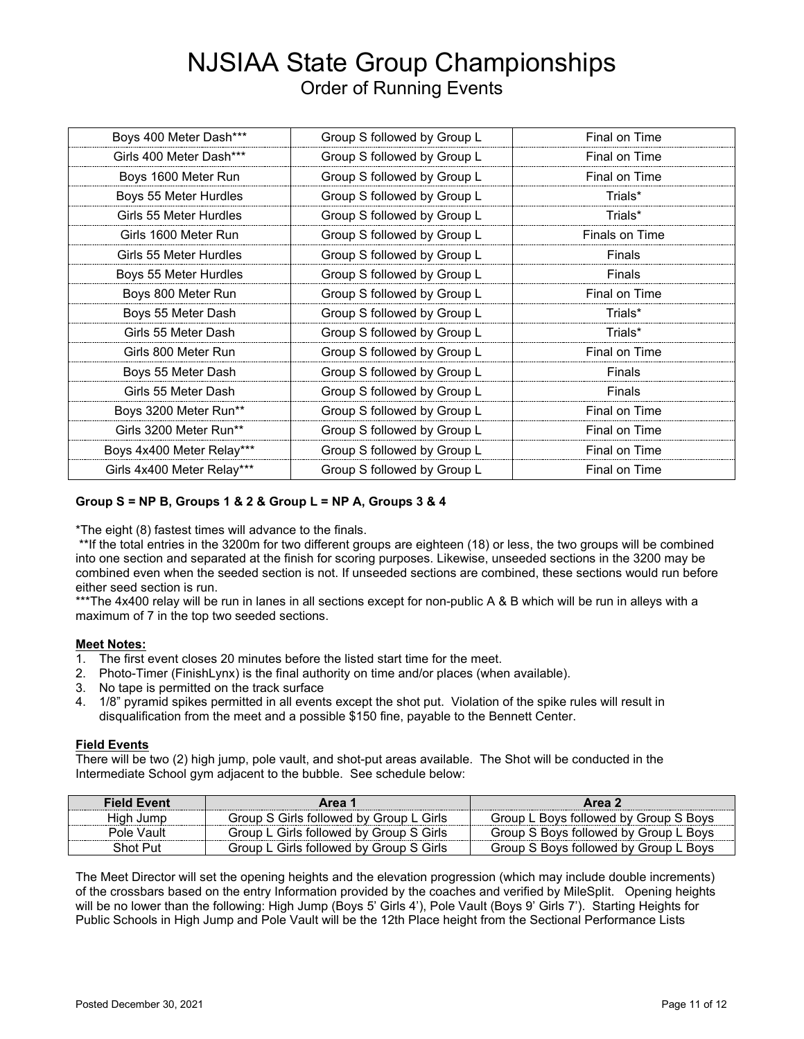# NJSIAA State Group Championships

## Order of Running Events

| Event | Groups | Type |
|---|---|---|
| Boys 400 Meter Dash*** | Group S followed by Group L | Final on Time |
| Girls 400 Meter Dash*** | Group S followed by Group L | Final on Time |
| Boys 1600 Meter Run | Group S followed by Group L | Final on Time |
| Boys 55 Meter Hurdles | Group S followed by Group L | Trials* |
| Girls 55 Meter Hurdles | Group S followed by Group L | Trials* |
| Girls 1600 Meter Run | Group S followed by Group L | Finals on Time |
| Girls 55 Meter Hurdles | Group S followed by Group L | Finals |
| Boys 55 Meter Hurdles | Group S followed by Group L | Finals |
| Boys 800 Meter Run | Group S followed by Group L | Final on Time |
| Boys 55 Meter Dash | Group S followed by Group L | Trials* |
| Girls 55 Meter Dash | Group S followed by Group L | Trials* |
| Girls 800 Meter Run | Group S followed by Group L | Final on Time |
| Boys 55 Meter Dash | Group S followed by Group L | Finals |
| Girls 55 Meter Dash | Group S followed by Group L | Finals |
| Boys 3200 Meter Run** | Group S followed by Group L | Final on Time |
| Girls 3200 Meter Run** | Group S followed by Group L | Final on Time |
| Boys 4x400 Meter Relay*** | Group S followed by Group L | Final on Time |
| Girls 4x400 Meter Relay*** | Group S followed by Group L | Final on Time |

**Group S = NP B, Groups 1 & 2 & Group L = NP A, Groups 3 & 4**

*The eight (8) fastest times will advance to the finals.

**If the total entries in the 3200m for two different groups are eighteen (18) or less, the two groups will be combined into one section and separated at the finish for scoring purposes. Likewise, unseeded sections in the 3200 may be combined even when the seeded section is not. If unseeded sections are combined, these sections would run before either seed section is run.

***The 4x400 relay will be run in lanes in all sections except for non-public A & B which will be run in alleys with a maximum of 7 in the top two seeded sections.

**Meet Notes:**

1. The first event closes 20 minutes before the listed start time for the meet.
2. Photo-Timer (FinishLynx) is the final authority on time and/or places (when available).
3. No tape is permitted on the track surface
4. 1/8" pyramid spikes permitted in all events except the shot put. Violation of the spike rules will result in disqualification from the meet and a possible $150 fine, payable to the Bennett Center.

**Field Events**

There will be two (2) high jump, pole vault, and shot-put areas available. The Shot will be conducted in the Intermediate School gym adjacent to the bubble. See schedule below:

| Field Event | Area 1 | Area 2 |
|---|---|---|
| High Jump | Group S Girls followed by Group L Girls | Group L Boys followed by Group S Boys |
| Pole Vault | Group L Girls followed by Group S Girls | Group S Boys followed by Group L Boys |
| Shot Put | Group L Girls followed by Group S Girls | Group S Boys followed by Group L Boys |

The Meet Director will set the opening heights and the elevation progression (which may include double increments) of the crossbars based on the entry Information provided by the coaches and verified by MileSplit. Opening heights will be no lower than the following: High Jump (Boys 5' Girls 4'), Pole Vault (Boys 9' Girls 7'). Starting Heights for Public Schools in High Jump and Pole Vault will be the 12th Place height from the Sectional Performance Lists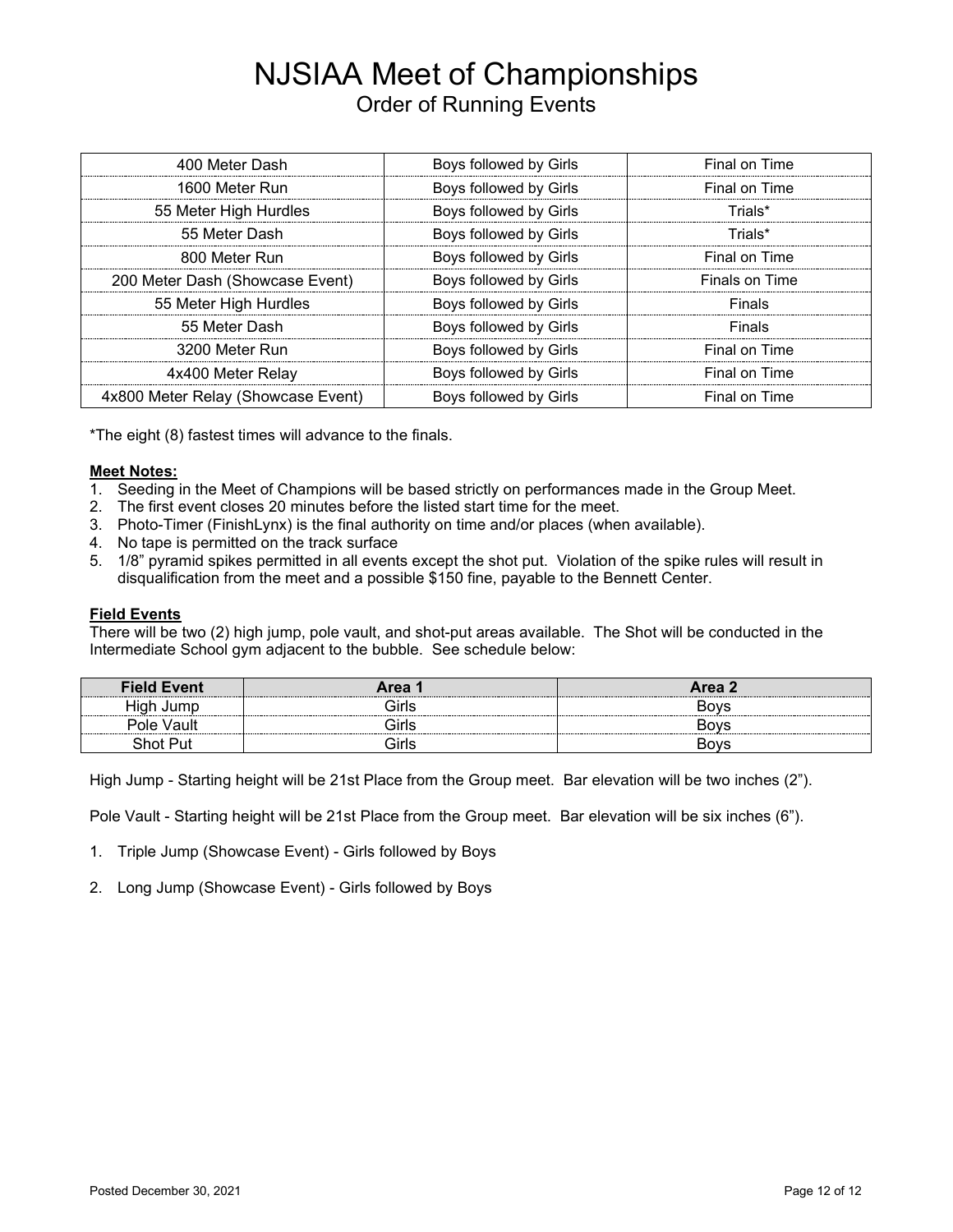# NJSIAA Meet of Championships

## Order of Running Events

| | | |
|---|---|---|
| 400 Meter Dash | Boys followed by Girls | Final on Time |
| 1600 Meter Run | Boys followed by Girls | Final on Time |
| 55 Meter High Hurdles | Boys followed by Girls | Trials* |
| 55 Meter Dash | Boys followed by Girls | Trials* |
| 800 Meter Run | Boys followed by Girls | Final on Time |
| 200 Meter Dash (Showcase Event) | Boys followed by Girls | Finals on Time |
| 55 Meter High Hurdles | Boys followed by Girls | Finals |
| 55 Meter Dash | Boys followed by Girls | Finals |
| 3200 Meter Run | Boys followed by Girls | Final on Time |
| 4x400 Meter Relay | Boys followed by Girls | Final on Time |
| 4x800 Meter Relay (Showcase Event) | Boys followed by Girls | Final on Time |

*The eight (8) fastest times will advance to the finals.

**Meet Notes:**

1. Seeding in the Meet of Champions will be based strictly on performances made in the Group Meet.
2. The first event closes 20 minutes before the listed start time for the meet.
3. Photo-Timer (FinishLynx) is the final authority on time and/or places (when available).
4. No tape is permitted on the track surface
5. 1/8" pyramid spikes permitted in all events except the shot put. Violation of the spike rules will result in disqualification from the meet and a possible $150 fine, payable to the Bennett Center.

**Field Events**

There will be two (2) high jump, pole vault, and shot-put areas available. The Shot will be conducted in the Intermediate School gym adjacent to the bubble. See schedule below:

| Field Event | Area 1 | Area 2 |
|---|---|---|
| High Jump | Girls | Boys |
| Pole Vault | Girls | Boys |
| Shot Put | Girls | Boys |

High Jump - Starting height will be 21st Place from the Group meet. Bar elevation will be two inches (2").

Pole Vault - Starting height will be 21st Place from the Group meet. Bar elevation will be six inches (6").

1. Triple Jump (Showcase Event) - Girls followed by Boys

2. Long Jump (Showcase Event) - Girls followed by Boys